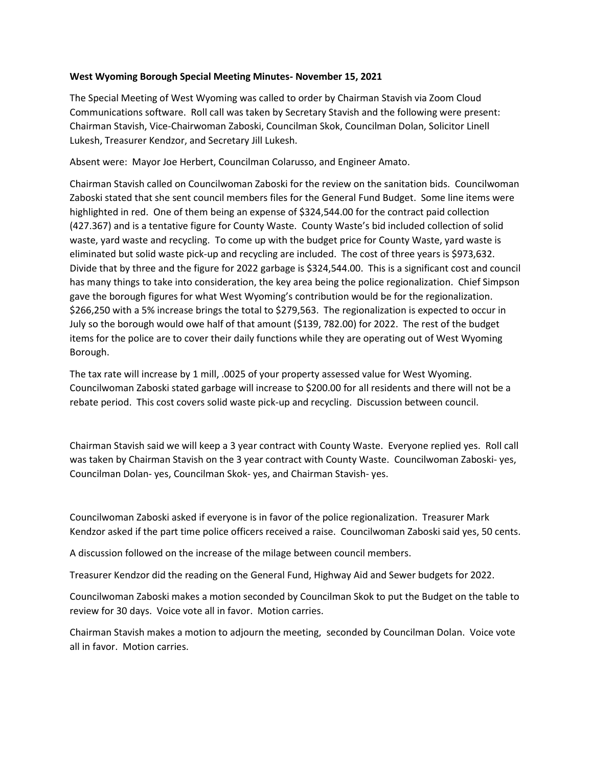**West Wyoming Borough Special Meeting Minutes- November 15, 2021**

The Special Meeting of West Wyoming was called to order by Chairman Stavish via Zoom Cloud Communications software. Roll call was taken by Secretary Stavish and the following were present: Chairman Stavish, Vice-Chairwoman Zaboski, Councilman Skok, Councilman Dolan, Solicitor Linell Lukesh, Treasurer Kendzor, and Secretary Jill Lukesh.

Absent were: Mayor Joe Herbert, Councilman Colarusso, and Engineer Amato.

Chairman Stavish called on Councilwoman Zaboski for the review on the sanitation bids. Councilwoman Zaboski stated that she sent council members files for the General Fund Budget. Some line items were highlighted in red. One of them being an expense of $324,544.00 for the contract paid collection (427.367) and is a tentative figure for County Waste. County Waste's bid included collection of solid waste, yard waste and recycling. To come up with the budget price for County Waste, yard waste is eliminated but solid waste pick-up and recycling are included. The cost of three years is $973,632. Divide that by three and the figure for 2022 garbage is $324,544.00. This is a significant cost and council has many things to take into consideration, the key area being the police regionalization. Chief Simpson gave the borough figures for what West Wyoming's contribution would be for the regionalization. $266,250 with a 5% increase brings the total to $279,563. The regionalization is expected to occur in July so the borough would owe half of that amount ($139, 782.00) for 2022. The rest of the budget items for the police are to cover their daily functions while they are operating out of West Wyoming Borough.

The tax rate will increase by 1 mill, .0025 of your property assessed value for West Wyoming. Councilwoman Zaboski stated garbage will increase to $200.00 for all residents and there will not be a rebate period. This cost covers solid waste pick-up and recycling. Discussion between council.

Chairman Stavish said we will keep a 3 year contract with County Waste. Everyone replied yes. Roll call was taken by Chairman Stavish on the 3 year contract with County Waste. Councilwoman Zaboski- yes, Councilman Dolan- yes, Councilman Skok- yes, and Chairman Stavish- yes.

Councilwoman Zaboski asked if everyone is in favor of the police regionalization. Treasurer Mark Kendzor asked if the part time police officers received a raise. Councilwoman Zaboski said yes, 50 cents.

A discussion followed on the increase of the milage between council members.

Treasurer Kendzor did the reading on the General Fund, Highway Aid and Sewer budgets for 2022.

Councilwoman Zaboski makes a motion seconded by Councilman Skok to put the Budget on the table to review for 30 days. Voice vote all in favor. Motion carries.

Chairman Stavish makes a motion to adjourn the meeting, seconded by Councilman Dolan. Voice vote all in favor. Motion carries.